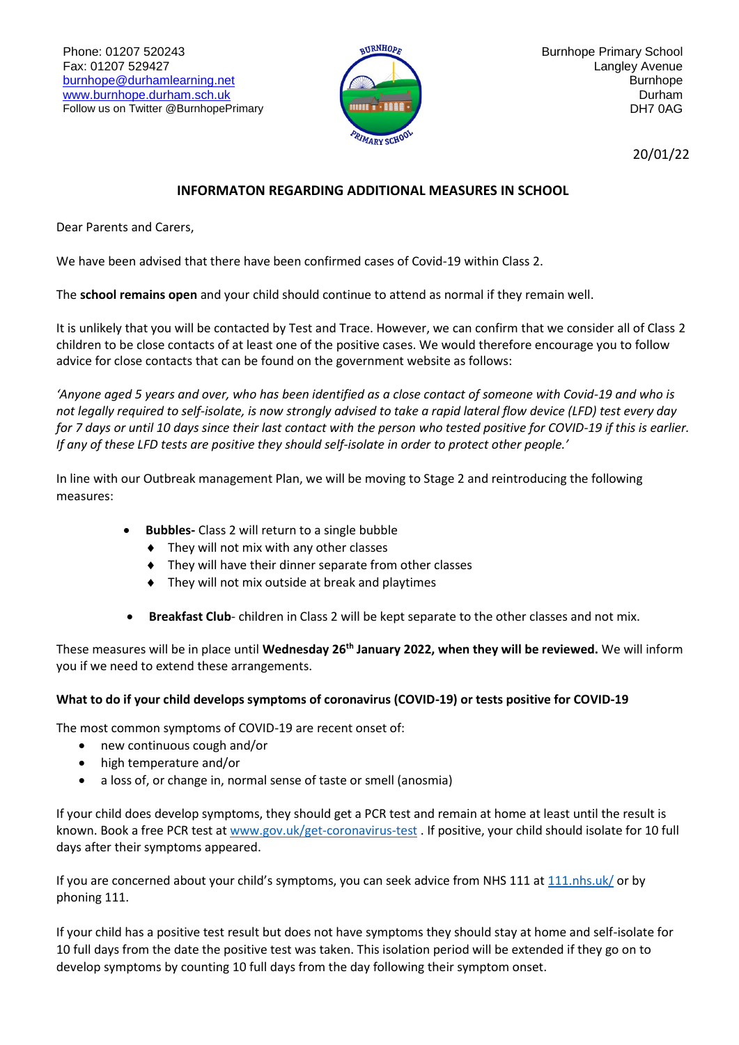Phone: 01207 520243
Fax: 01207 529427
burnhope@durhamlearning.net
www.burnhope.durham.sch.uk
Follow us on Twitter @BurnhopePrimary

Burnhope Primary School
Langley Avenue
Burnhope
Durham
DH7 0AG

20/01/22

## INFORMATON REGARDING ADDITIONAL MEASURES IN SCHOOL

Dear Parents and Carers,

We have been advised that there have been confirmed cases of Covid-19 within Class 2.

The **school remains open** and your child should continue to attend as normal if they remain well.

It is unlikely that you will be contacted by Test and Trace. However, we can confirm that we consider all of Class 2 children to be close contacts of at least one of the positive cases. We would therefore encourage you to follow advice for close contacts that can be found on the government website as follows:

*'Anyone aged 5 years and over, who has been identified as a close contact of someone with Covid-19 and who is not legally required to self-isolate, is now strongly advised to take a rapid lateral flow device (LFD) test every day for 7 days or until 10 days since their last contact with the person who tested positive for COVID-19 if this is earlier. If any of these LFD tests are positive they should self-isolate in order to protect other people.'*

In line with our Outbreak management Plan, we will be moving to Stage 2 and reintroducing the following measures:

- **Bubbles-** Class 2 will return to a single bubble
  - They will not mix with any other classes
  - They will have their dinner separate from other classes
  - They will not mix outside at break and playtimes
- **Breakfast Club**- children in Class 2 will be kept separate to the other classes and not mix.

These measures will be in place until **Wednesday 26th January 2022, when they will be reviewed.** We will inform you if we need to extend these arrangements.

**What to do if your child develops symptoms of coronavirus (COVID-19) or tests positive for COVID-19**

The most common symptoms of COVID-19 are recent onset of:

- new continuous cough and/or
- high temperature and/or
- a loss of, or change in, normal sense of taste or smell (anosmia)

If your child does develop symptoms, they should get a PCR test and remain at home at least until the result is known. Book a free PCR test at www.gov.uk/get-coronavirus-test . If positive, your child should isolate for 10 full days after their symptoms appeared.

If you are concerned about your child's symptoms, you can seek advice from NHS 111 at 111.nhs.uk/ or by phoning 111.

If your child has a positive test result but does not have symptoms they should stay at home and self-isolate for 10 full days from the date the positive test was taken. This isolation period will be extended if they go on to develop symptoms by counting 10 full days from the day following their symptom onset.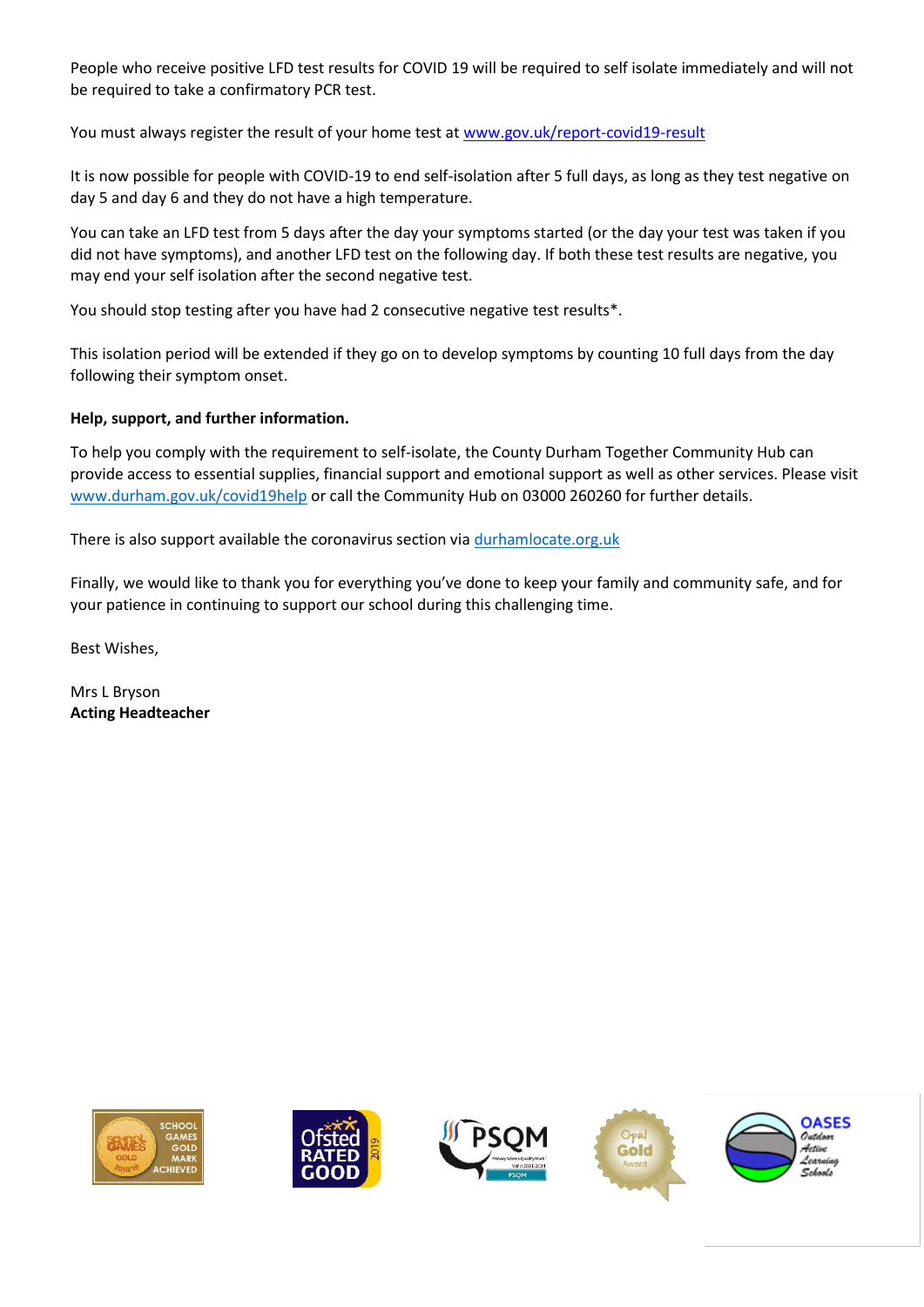People who receive positive LFD test results for COVID 19 will be required to self isolate immediately and will not be required to take a confirmatory PCR test.

You must always register the result of your home test at www.gov.uk/report-covid19-result

It is now possible for people with COVID-19 to end self-isolation after 5 full days, as long as they test negative on day 5 and day 6 and they do not have a high temperature.

You can take an LFD test from 5 days after the day your symptoms started (or the day your test was taken if you did not have symptoms), and another LFD test on the following day. If both these test results are negative, you may end your self isolation after the second negative test.

You should stop testing after you have had 2 consecutive negative test results*.

This isolation period will be extended if they go on to develop symptoms by counting 10 full days from the day following their symptom onset.

**Help, support, and further information.**

To help you comply with the requirement to self-isolate, the County Durham Together Community Hub can provide access to essential supplies, financial support and emotional support as well as other services. Please visit www.durham.gov.uk/covid19help or call the Community Hub on 03000 260260 for further details.

There is also support available the coronavirus section via durhamlocate.org.uk

Finally, we would like to thank you for everything you've done to keep your family and community safe, and for your patience in continuing to support our school during this challenging time.

Best Wishes,

Mrs L Bryson
**Acting Headteacher**